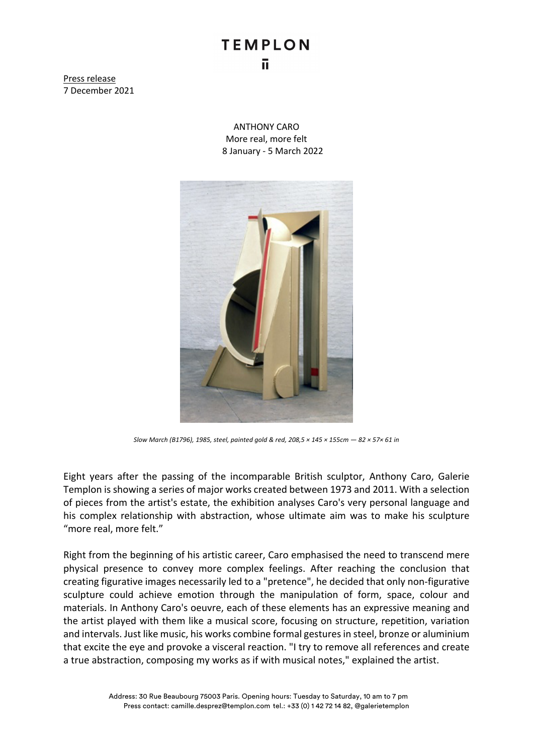TEMPLON

Press release
7 December 2021

ANTHONY CARO
More real, more felt
8 January - 5 March 2022

*Slow March (B1796), 1985, steel, painted gold & red, 208,5 × 145 × 155cm — 82 × 57× 61 in*

Eight years after the passing of the incomparable British sculptor, Anthony Caro, Galerie Templon is showing a series of major works created between 1973 and 2011. With a selection of pieces from the artist's estate, the exhibition analyses Caro's very personal language and his complex relationship with abstraction, whose ultimate aim was to make his sculpture "more real, more felt."

Right from the beginning of his artistic career, Caro emphasised the need to transcend mere physical presence to convey more complex feelings. After reaching the conclusion that creating figurative images necessarily led to a "pretence", he decided that only non-figurative sculpture could achieve emotion through the manipulation of form, space, colour and materials. In Anthony Caro's oeuvre, each of these elements has an expressive meaning and the artist played with them like a musical score, focusing on structure, repetition, variation and intervals. Just like music, his works combine formal gestures in steel, bronze or aluminium that excite the eye and provoke a visceral reaction. "I try to remove all references and create a true abstraction, composing my works as if with musical notes," explained the artist.

Address: 30 Rue Beaubourg 75003 Paris. Opening hours: Tuesday to Saturday, 10 am to 7 pm
Press contact: camille.desprez@templon.com tel.: +33 (0) 1 42 72 14 82, @galerietemplon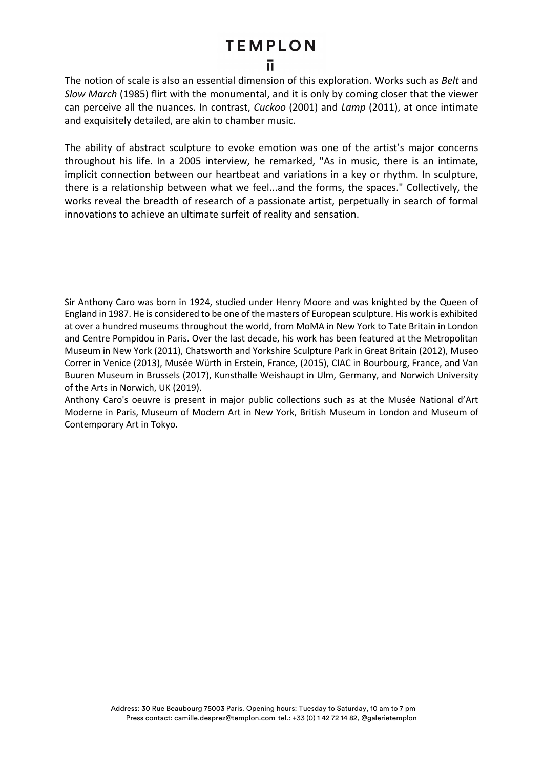The notion of scale is also an essential dimension of this exploration. Works such as *Belt* and *Slow March* (1985) flirt with the monumental, and it is only by coming closer that the viewer can perceive all the nuances. In contrast, *Cuckoo* (2001) and *Lamp* (2011), at once intimate and exquisitely detailed, are akin to chamber music.

The ability of abstract sculpture to evoke emotion was one of the artist's major concerns throughout his life. In a 2005 interview, he remarked, "As in music, there is an intimate, implicit connection between our heartbeat and variations in a key or rhythm. In sculpture, there is a relationship between what we feel...and the forms, the spaces." Collectively, the works reveal the breadth of research of a passionate artist, perpetually in search of formal innovations to achieve an ultimate surfeit of reality and sensation.

Sir Anthony Caro was born in 1924, studied under Henry Moore and was knighted by the Queen of England in 1987. He is considered to be one of the masters of European sculpture. His work is exhibited at over a hundred museums throughout the world, from MoMA in New York to Tate Britain in London and Centre Pompidou in Paris. Over the last decade, his work has been featured at the Metropolitan Museum in New York (2011), Chatsworth and Yorkshire Sculpture Park in Great Britain (2012), Museo Correr in Venice (2013), Musée Würth in Erstein, France, (2015), CIAC in Bourbourg, France, and Van Buuren Museum in Brussels (2017), Kunsthalle Weishaupt in Ulm, Germany, and Norwich University of the Arts in Norwich, UK (2019).
Anthony Caro's oeuvre is present in major public collections such as at the Musée National d'Art Moderne in Paris, Museum of Modern Art in New York, British Museum in London and Museum of Contemporary Art in Tokyo.